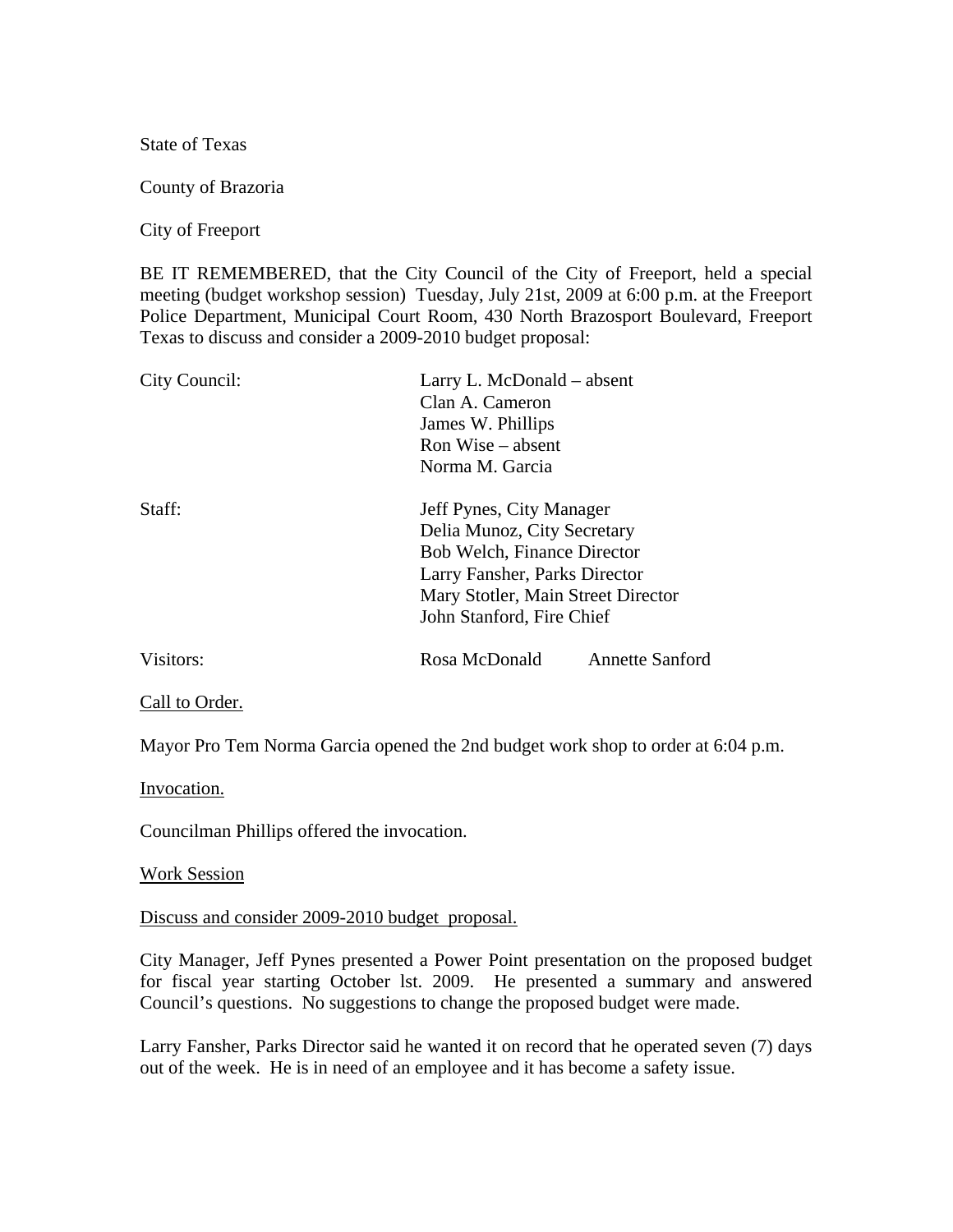State of Texas

County of Brazoria

City of Freeport

BE IT REMEMBERED, that the City Council of the City of Freeport, held a special meeting (budget workshop session) Tuesday, July 21st, 2009 at 6:00 p.m. at the Freeport Police Department, Municipal Court Room, 430 North Brazosport Boulevard, Freeport Texas to discuss and consider a 2009-2010 budget proposal:

| | |
|---|---|
| City Council: | Larry L. McDonald – absent<br>Clan A. Cameron<br>James W. Phillips<br>Ron Wise – absent<br>Norma M. Garcia |
| Staff: | Jeff Pynes, City Manager<br>Delia Munoz, City Secretary<br>Bob Welch, Finance Director<br>Larry Fansher, Parks Director<br>Mary Stotler, Main Street Director<br>John Stanford, Fire Chief |
| Visitors: | Rosa McDonald Annette Sanford |

Call to Order.

Mayor Pro Tem Norma Garcia opened the 2nd budget work shop to order at 6:04 p.m.

Invocation.

Councilman Phillips offered the invocation.

Work Session

Discuss and consider 2009-2010 budget proposal.

City Manager, Jeff Pynes presented a Power Point presentation on the proposed budget for fiscal year starting October lst. 2009. He presented a summary and answered Council's questions. No suggestions to change the proposed budget were made.

Larry Fansher, Parks Director said he wanted it on record that he operated seven (7) days out of the week. He is in need of an employee and it has become a safety issue.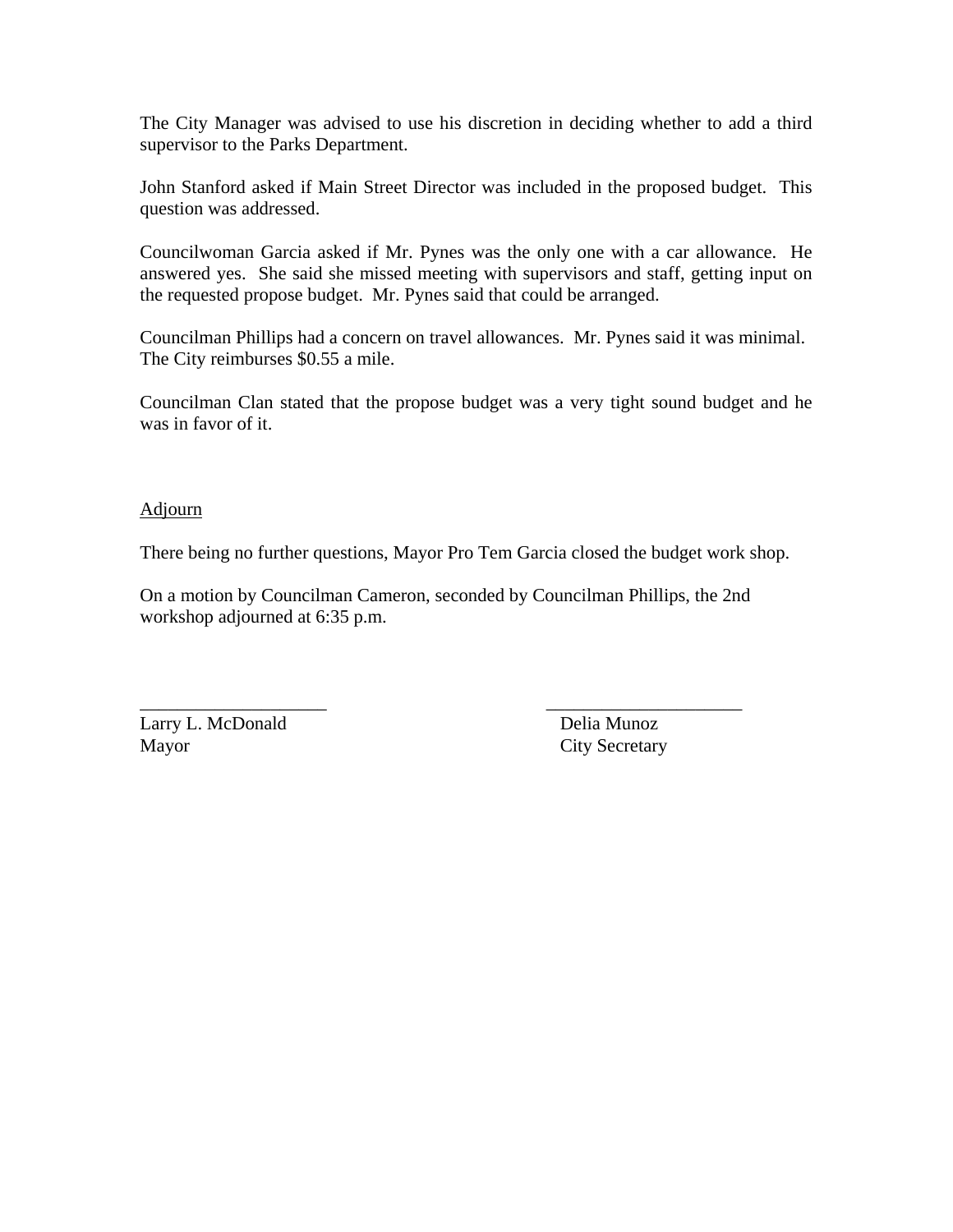The City Manager was advised to use his discretion in deciding whether to add a third supervisor to the Parks Department.

John Stanford asked if Main Street Director was included in the proposed budget. This question was addressed.

Councilwoman Garcia asked if Mr. Pynes was the only one with a car allowance. He answered yes. She said she missed meeting with supervisors and staff, getting input on the requested propose budget. Mr. Pynes said that could be arranged.

Councilman Phillips had a concern on travel allowances. Mr. Pynes said it was minimal. The City reimburses $0.55 a mile.

Councilman Clan stated that the propose budget was a very tight sound budget and he was in favor of it.

<u>Adjourn</u>

There being no further questions, Mayor Pro Tem Garcia closed the budget work shop.

On a motion by Councilman Cameron, seconded by Councilman Phillips, the 2nd workshop adjourned at 6:35 p.m.

| | |
|---|---|
| ____________________ | ____________________ |
| Larry L. McDonald | Delia Munoz |
| Mayor | City Secretary |